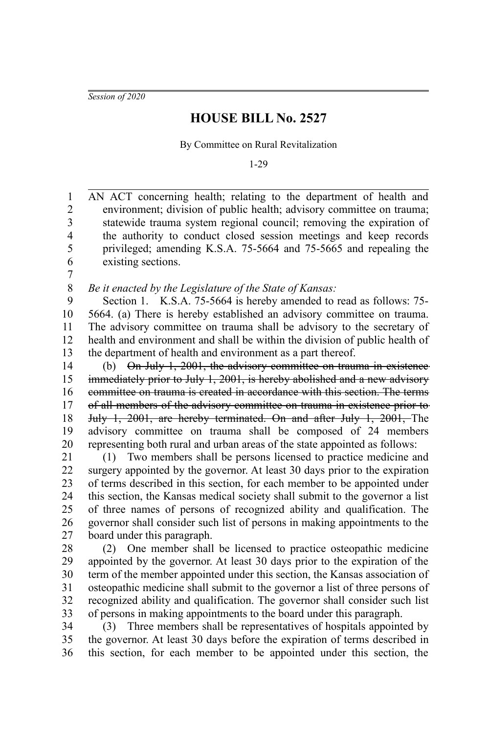*Session of 2020*

# HOUSE BILL No. 2527

By Committee on Rural Revitalization

1-29

AN ACT concerning health; relating to the department of health and environment; division of public health; advisory committee on trauma; statewide trauma system regional council; removing the expiration of the authority to conduct closed session meetings and keep records privileged; amending K.S.A. 75-5664 and 75-5665 and repealing the existing sections.

*Be it enacted by the Legislature of the State of Kansas:*

Section 1. K.S.A. 75-5664 is hereby amended to read as follows: 75-5664. (a) There is hereby established an advisory committee on trauma. The advisory committee on trauma shall be advisory to the secretary of health and environment and shall be within the division of public health of the department of health and environment as a part thereof.

(b) ~~On July 1, 2001, the advisory committee on trauma in existence immediately prior to July 1, 2001, is hereby abolished and a new advisory committee on trauma is created in accordance with this section. The terms of all members of the advisory committee on trauma in existence prior to July 1, 2001, are hereby terminated. On and after July 1, 2001,~~ The advisory committee on trauma shall be composed of 24 members representing both rural and urban areas of the state appointed as follows:

(1) Two members shall be persons licensed to practice medicine and surgery appointed by the governor. At least 30 days prior to the expiration of terms described in this section, for each member to be appointed under this section, the Kansas medical society shall submit to the governor a list of three names of persons of recognized ability and qualification. The governor shall consider such list of persons in making appointments to the board under this paragraph.

(2) One member shall be licensed to practice osteopathic medicine appointed by the governor. At least 30 days prior to the expiration of the term of the member appointed under this section, the Kansas association of osteopathic medicine shall submit to the governor a list of three persons of recognized ability and qualification. The governor shall consider such list of persons in making appointments to the board under this paragraph.

(3) Three members shall be representatives of hospitals appointed by the governor. At least 30 days before the expiration of terms described in this section, for each member to be appointed under this section, the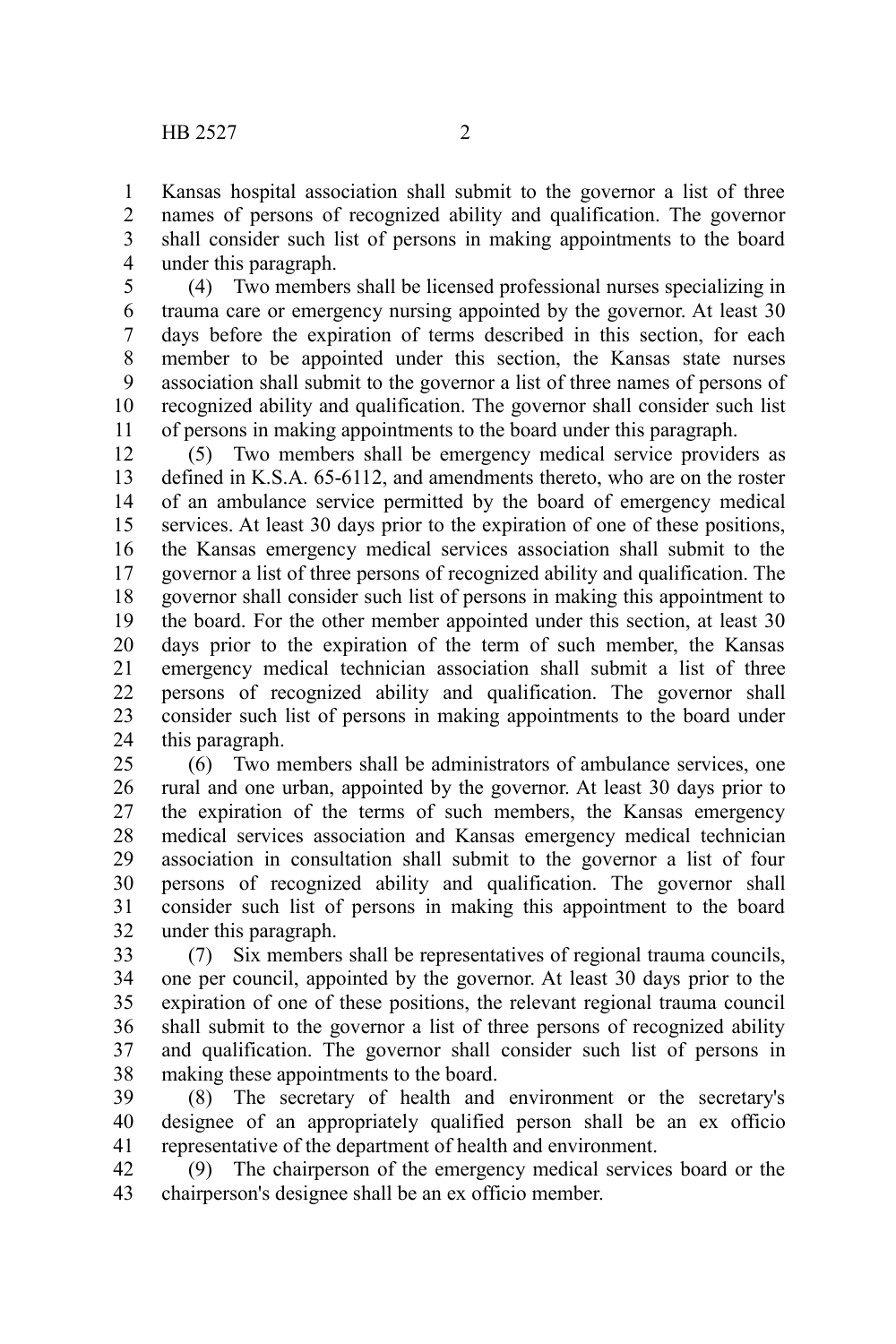Kansas hospital association shall submit to the governor a list of three names of persons of recognized ability and qualification. The governor shall consider such list of persons in making appointments to the board under this paragraph.

(4) Two members shall be licensed professional nurses specializing in trauma care or emergency nursing appointed by the governor. At least 30 days before the expiration of terms described in this section, for each member to be appointed under this section, the Kansas state nurses association shall submit to the governor a list of three names of persons of recognized ability and qualification. The governor shall consider such list of persons in making appointments to the board under this paragraph.

(5) Two members shall be emergency medical service providers as defined in K.S.A. 65-6112, and amendments thereto, who are on the roster of an ambulance service permitted by the board of emergency medical services. At least 30 days prior to the expiration of one of these positions, the Kansas emergency medical services association shall submit to the governor a list of three persons of recognized ability and qualification. The governor shall consider such list of persons in making this appointment to the board. For the other member appointed under this section, at least 30 days prior to the expiration of the term of such member, the Kansas emergency medical technician association shall submit a list of three persons of recognized ability and qualification. The governor shall consider such list of persons in making appointments to the board under this paragraph.

(6) Two members shall be administrators of ambulance services, one rural and one urban, appointed by the governor. At least 30 days prior to the expiration of the terms of such members, the Kansas emergency medical services association and Kansas emergency medical technician association in consultation shall submit to the governor a list of four persons of recognized ability and qualification. The governor shall consider such list of persons in making this appointment to the board under this paragraph.

(7) Six members shall be representatives of regional trauma councils, one per council, appointed by the governor. At least 30 days prior to the expiration of one of these positions, the relevant regional trauma council shall submit to the governor a list of three persons of recognized ability and qualification. The governor shall consider such list of persons in making these appointments to the board.

(8) The secretary of health and environment or the secretary's designee of an appropriately qualified person shall be an ex officio representative of the department of health and environment.

(9) The chairperson of the emergency medical services board or the chairperson's designee shall be an ex officio member.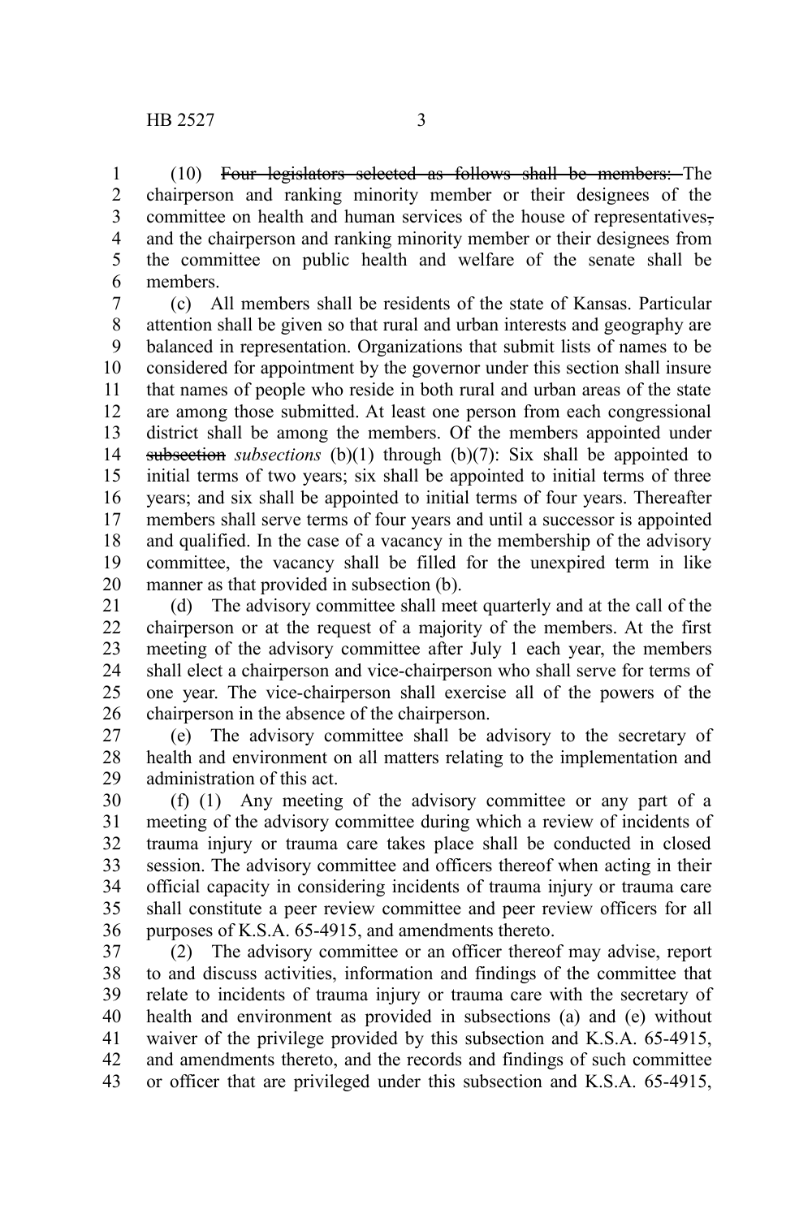(10) ~~Four legislators selected as follows shall be members:~~ The chairperson and ranking minority member or their designees of the committee on health and human services of the house of representatives~~,~~ and the chairperson and ranking minority member or their designees from the committee on public health and welfare of the senate shall be members.

(c) All members shall be residents of the state of Kansas. Particular attention shall be given so that rural and urban interests and geography are balanced in representation. Organizations that submit lists of names to be considered for appointment by the governor under this section shall insure that names of people who reside in both rural and urban areas of the state are among those submitted. At least one person from each congressional district shall be among the members. Of the members appointed under ~~subsection~~ *subsections* (b)(1) through (b)(7): Six shall be appointed to initial terms of two years; six shall be appointed to initial terms of three years; and six shall be appointed to initial terms of four years. Thereafter members shall serve terms of four years and until a successor is appointed and qualified. In the case of a vacancy in the membership of the advisory committee, the vacancy shall be filled for the unexpired term in like manner as that provided in subsection (b).

(d) The advisory committee shall meet quarterly and at the call of the chairperson or at the request of a majority of the members. At the first meeting of the advisory committee after July 1 each year, the members shall elect a chairperson and vice-chairperson who shall serve for terms of one year. The vice-chairperson shall exercise all of the powers of the chairperson in the absence of the chairperson.

(e) The advisory committee shall be advisory to the secretary of health and environment on all matters relating to the implementation and administration of this act.

(f) (1) Any meeting of the advisory committee or any part of a meeting of the advisory committee during which a review of incidents of trauma injury or trauma care takes place shall be conducted in closed session. The advisory committee and officers thereof when acting in their official capacity in considering incidents of trauma injury or trauma care shall constitute a peer review committee and peer review officers for all purposes of K.S.A. 65-4915, and amendments thereto.

(2) The advisory committee or an officer thereof may advise, report to and discuss activities, information and findings of the committee that relate to incidents of trauma injury or trauma care with the secretary of health and environment as provided in subsections (a) and (e) without waiver of the privilege provided by this subsection and K.S.A. 65-4915, and amendments thereto, and the records and findings of such committee or officer that are privileged under this subsection and K.S.A. 65-4915,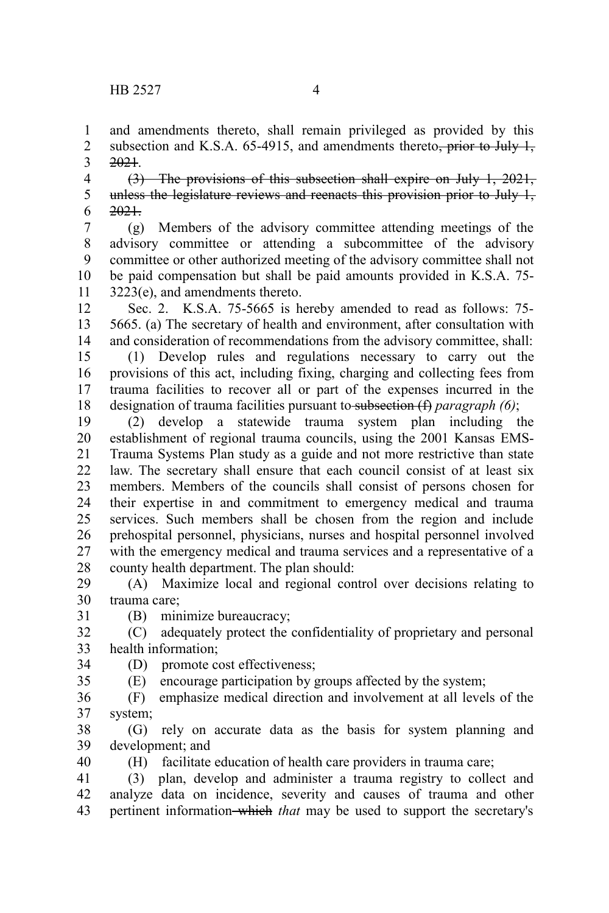and amendments thereto, shall remain privileged as provided by this subsection and K.S.A. 65-4915, and amendments thereto~~, prior to July 1, 2021~~.

~~(3) The provisions of this subsection shall expire on July 1, 2021, unless the legislature reviews and reenacts this provision prior to July 1, 2021.~~

(g) Members of the advisory committee attending meetings of the advisory committee or attending a subcommittee of the advisory committee or other authorized meeting of the advisory committee shall not be paid compensation but shall be paid amounts provided in K.S.A. 75-3223(e), and amendments thereto.

Sec. 2. K.S.A. 75-5665 is hereby amended to read as follows: 75-5665. (a) The secretary of health and environment, after consultation with and consideration of recommendations from the advisory committee, shall:

(1) Develop rules and regulations necessary to carry out the provisions of this act, including fixing, charging and collecting fees from trauma facilities to recover all or part of the expenses incurred in the designation of trauma facilities pursuant to ~~subsection (f)~~ *paragraph (6)*;

(2) develop a statewide trauma system plan including the establishment of regional trauma councils, using the 2001 Kansas EMS-Trauma Systems Plan study as a guide and not more restrictive than state law. The secretary shall ensure that each council consist of at least six members. Members of the councils shall consist of persons chosen for their expertise in and commitment to emergency medical and trauma services. Such members shall be chosen from the region and include prehospital personnel, physicians, nurses and hospital personnel involved with the emergency medical and trauma services and a representative of a county health department. The plan should:

(A) Maximize local and regional control over decisions relating to trauma care;

(B) minimize bureaucracy;

(C) adequately protect the confidentiality of proprietary and personal health information;

(D) promote cost effectiveness;

(E) encourage participation by groups affected by the system;

(F) emphasize medical direction and involvement at all levels of the system;

(G) rely on accurate data as the basis for system planning and development; and

(H) facilitate education of health care providers in trauma care;

(3) plan, develop and administer a trauma registry to collect and analyze data on incidence, severity and causes of trauma and other pertinent information ~~which~~ *that* may be used to support the secretary's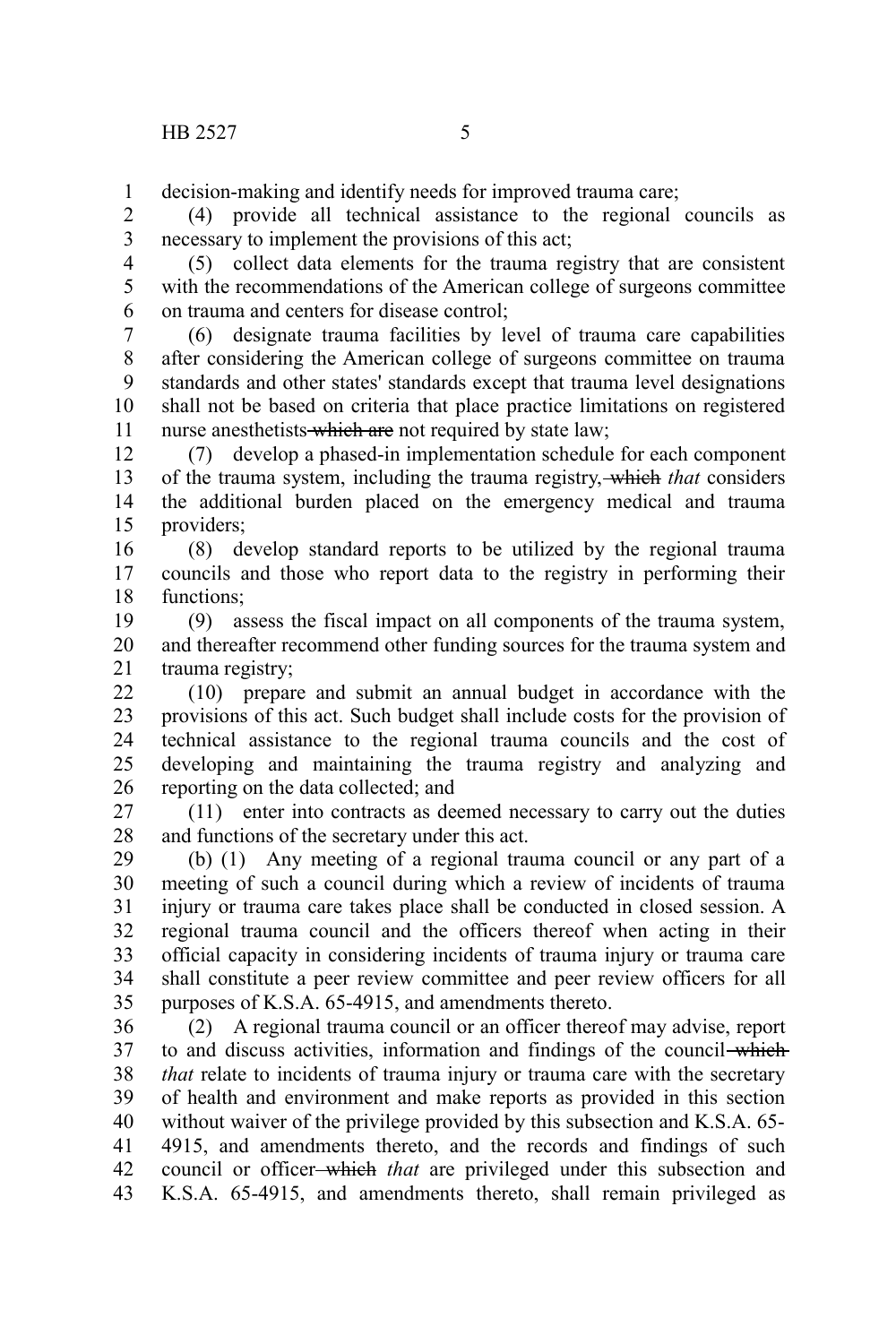decision-making and identify needs for improved trauma care;

(4) provide all technical assistance to the regional councils as necessary to implement the provisions of this act;

(5) collect data elements for the trauma registry that are consistent with the recommendations of the American college of surgeons committee on trauma and centers for disease control;

(6) designate trauma facilities by level of trauma care capabilities after considering the American college of surgeons committee on trauma standards and other states' standards except that trauma level designations shall not be based on criteria that place practice limitations on registered nurse anesthetists ~~which are~~ not required by state law;

(7) develop a phased-in implementation schedule for each component of the trauma system, including the trauma registry, ~~which~~ *that* considers the additional burden placed on the emergency medical and trauma providers;

(8) develop standard reports to be utilized by the regional trauma councils and those who report data to the registry in performing their functions;

(9) assess the fiscal impact on all components of the trauma system, and thereafter recommend other funding sources for the trauma system and trauma registry;

(10) prepare and submit an annual budget in accordance with the provisions of this act. Such budget shall include costs for the provision of technical assistance to the regional trauma councils and the cost of developing and maintaining the trauma registry and analyzing and reporting on the data collected; and

(11) enter into contracts as deemed necessary to carry out the duties and functions of the secretary under this act.

(b) (1) Any meeting of a regional trauma council or any part of a meeting of such a council during which a review of incidents of trauma injury or trauma care takes place shall be conducted in closed session. A regional trauma council and the officers thereof when acting in their official capacity in considering incidents of trauma injury or trauma care shall constitute a peer review committee and peer review officers for all purposes of K.S.A. 65-4915, and amendments thereto.

(2) A regional trauma council or an officer thereof may advise, report to and discuss activities, information and findings of the council ~~which~~ *that* relate to incidents of trauma injury or trauma care with the secretary of health and environment and make reports as provided in this section without waiver of the privilege provided by this subsection and K.S.A. 65-4915, and amendments thereto, and the records and findings of such council or officer ~~which~~ *that* are privileged under this subsection and K.S.A. 65-4915, and amendments thereto, shall remain privileged as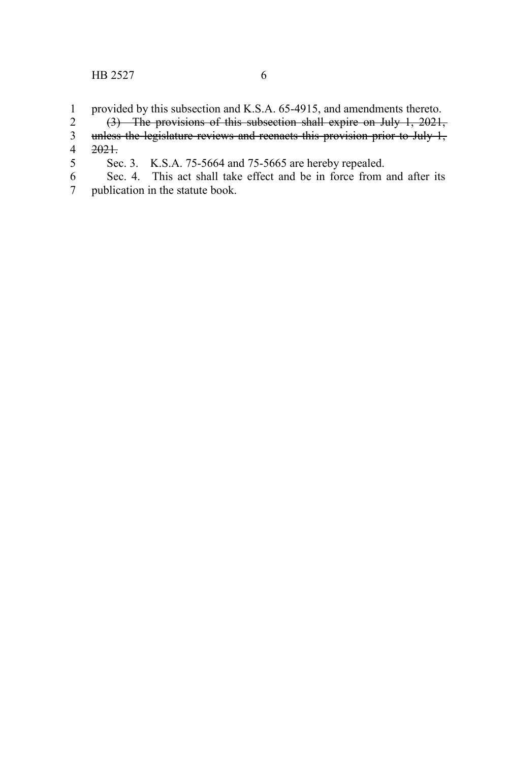provided by this subsection and K.S.A. 65-4915, and amendments thereto.

~~(3) The provisions of this subsection shall expire on July 1, 2021, unless the legislature reviews and reenacts this provision prior to July 1, 2021.~~

Sec. 3. K.S.A. 75-5664 and 75-5665 are hereby repealed.

Sec. 4. This act shall take effect and be in force from and after its publication in the statute book.